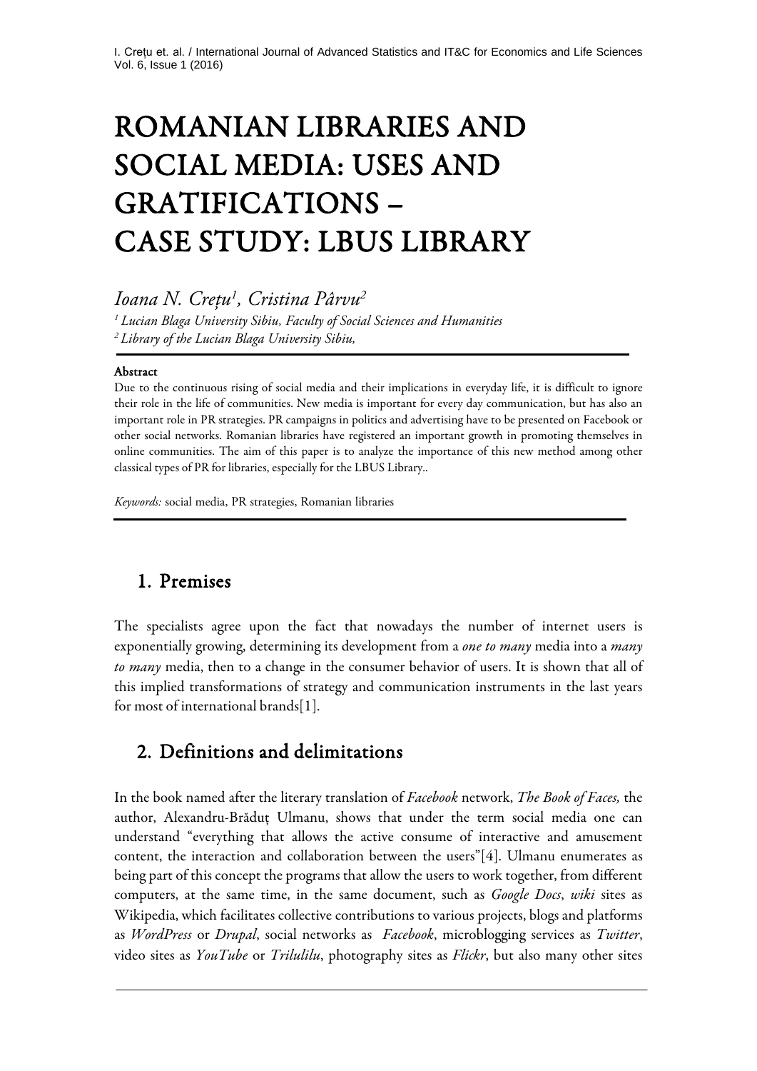# ROMANIAN LIBRARIES AND SOCIAL MEDIA: USES AND GRATIFICATIONS – CASE STUDY: LBUS LIBRARY

*Ioana N. Crețu[1], Cristina Pârvu[2]*

[1] *Lucian Blaga University Sibiu, Faculty of Social Sciences and Humanities*
[2] *Library of the Lucian Blaga University Sibiu,*

**Abstract**

Due to the continuous rising of social media and their implications in everyday life, it is difficult to ignore their role in the life of communities. New media is important for every day communication, but has also an important role in PR strategies. PR campaigns in politics and advertising have to be presented on Facebook or other social networks. Romanian libraries have registered an important growth in promoting themselves in online communities. The aim of this paper is to analyze the importance of this new method among other classical types of PR for libraries, especially for the LBUS Library..

*Keywords:* social media, PR strategies, Romanian libraries

## 1. Premises

The specialists agree upon the fact that nowadays the number of internet users is exponentially growing, determining its development from a *one to many* media into a *many to many* media, then to a change in the consumer behavior of users. It is shown that all of this implied transformations of strategy and communication instruments in the last years for most of international brands[1].

## 2. Definitions and delimitations

In the book named after the literary translation of *Facebook* network, *The Book of Faces,* the author, Alexandru-Brăduț Ulmanu, shows that under the term social media one can understand "everything that allows the active consume of interactive and amusement content, the interaction and collaboration between the users"[4]. Ulmanu enumerates as being part of this concept the programs that allow the users to work together, from different computers, at the same time, in the same document, such as *Google Docs*, *wiki* sites as Wikipedia, which facilitates collective contributions to various projects, blogs and platforms as *WordPress* or *Drupal*, social networks as *Facebook*, microblogging services as *Twitter*, video sites as *YouTube* or *Trilulilu*, photography sites as *Flickr*, but also many other sites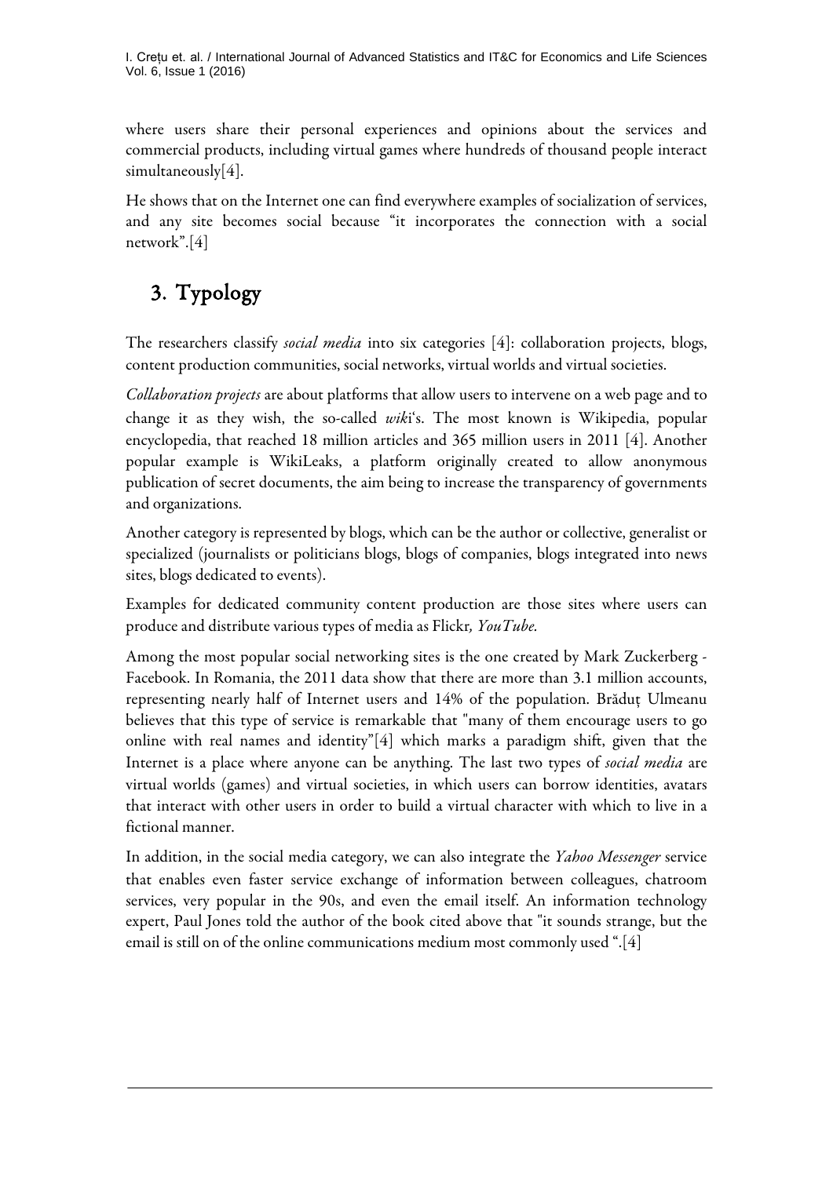where users share their personal experiences and opinions about the services and commercial products, including virtual games where hundreds of thousand people interact simultaneously[4].

He shows that on the Internet one can find everywhere examples of socialization of services, and any site becomes social because "it incorporates the connection with a social network".[4]

## 3. Typology

The researchers classify *social media* into six categories [4]: collaboration projects, blogs, content production communities, social networks, virtual worlds and virtual societies.

*Collaboration projects* are about platforms that allow users to intervene on a web page and to change it as they wish, the so-called *wiki*'s. The most known is Wikipedia, popular encyclopedia, that reached 18 million articles and 365 million users in 2011 [4]. Another popular example is WikiLeaks, a platform originally created to allow anonymous publication of secret documents, the aim being to increase the transparency of governments and organizations.

Another category is represented by blogs, which can be the author or collective, generalist or specialized (journalists or politicians blogs, blogs of companies, blogs integrated into news sites, blogs dedicated to events).

Examples for dedicated community content production are those sites where users can produce and distribute various types of media as Flickr*, YouTube*.

Among the most popular social networking sites is the one created by Mark Zuckerberg - Facebook. In Romania, the 2011 data show that there are more than 3.1 million accounts, representing nearly half of Internet users and 14% of the population. Brăduț Ulmeanu believes that this type of service is remarkable that "many of them encourage users to go online with real names and identity"[4] which marks a paradigm shift, given that the Internet is a place where anyone can be anything. The last two types of *social media* are virtual worlds (games) and virtual societies, in which users can borrow identities, avatars that interact with other users in order to build a virtual character with which to live in a fictional manner.

In addition, in the social media category, we can also integrate the *Yahoo Messenger* service that enables even faster service exchange of information between colleagues, chatroom services, very popular in the 90s, and even the email itself. An information technology expert, Paul Jones told the author of the book cited above that "it sounds strange, but the email is still on of the online communications medium most commonly used ".[4]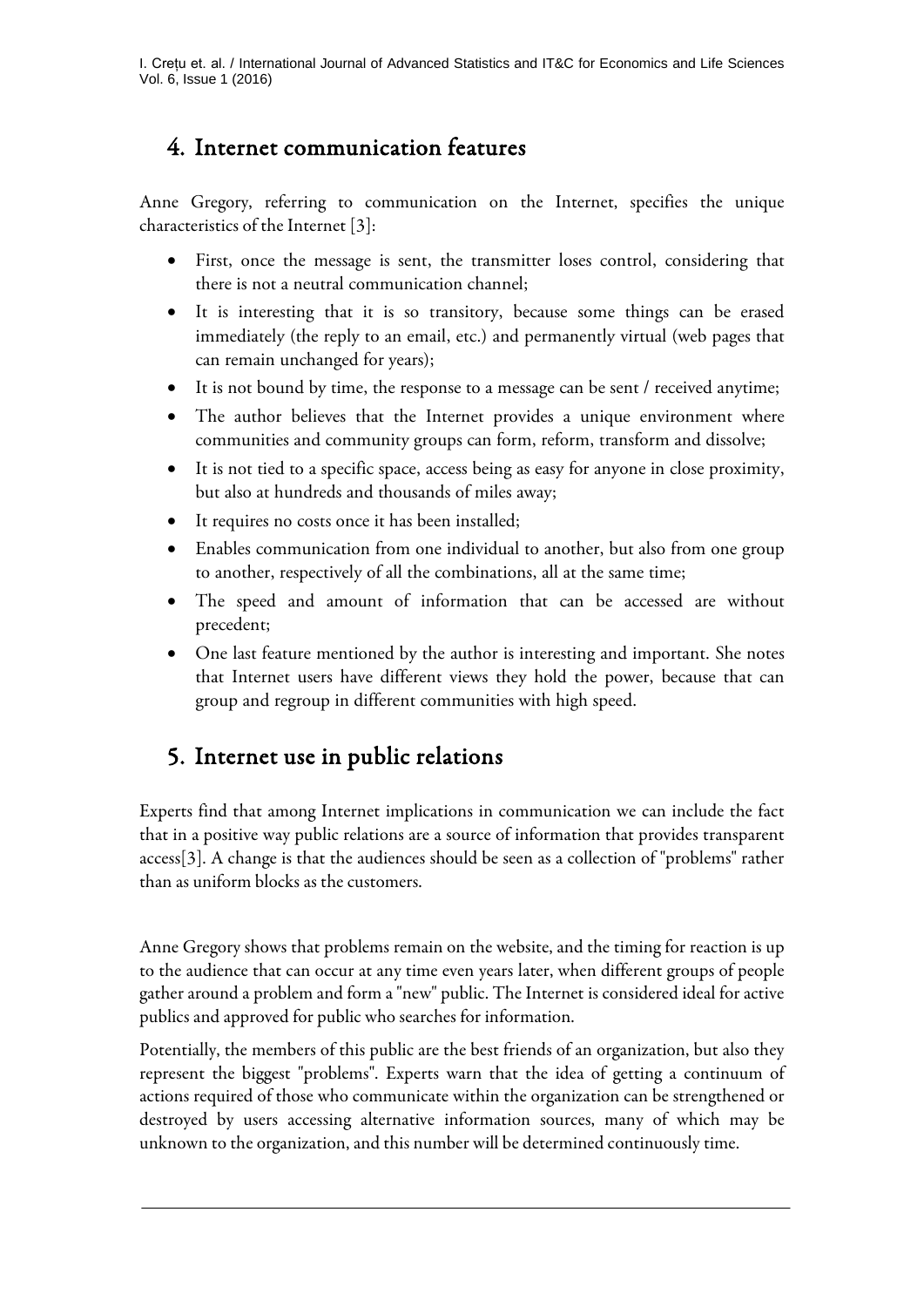## 4. Internet communication features

Anne Gregory, referring to communication on the Internet, specifies the unique characteristics of the Internet [3]:

- First, once the message is sent, the transmitter loses control, considering that there is not a neutral communication channel;
- It is interesting that it is so transitory, because some things can be erased immediately (the reply to an email, etc.) and permanently virtual (web pages that can remain unchanged for years);
- It is not bound by time, the response to a message can be sent / received anytime;
- The author believes that the Internet provides a unique environment where communities and community groups can form, reform, transform and dissolve;
- It is not tied to a specific space, access being as easy for anyone in close proximity, but also at hundreds and thousands of miles away;
- It requires no costs once it has been installed;
- Enables communication from one individual to another, but also from one group to another, respectively of all the combinations, all at the same time;
- The speed and amount of information that can be accessed are without precedent;
- One last feature mentioned by the author is interesting and important. She notes that Internet users have different views they hold the power, because that can group and regroup in different communities with high speed.

## 5. Internet use in public relations

Experts find that among Internet implications in communication we can include the fact that in a positive way public relations are a source of information that provides transparent access[3]. A change is that the audiences should be seen as a collection of "problems" rather than as uniform blocks as the customers.

Anne Gregory shows that problems remain on the website, and the timing for reaction is up to the audience that can occur at any time even years later, when different groups of people gather around a problem and form a "new" public. The Internet is considered ideal for active publics and approved for public who searches for information.

Potentially, the members of this public are the best friends of an organization, but also they represent the biggest "problems". Experts warn that the idea of getting a continuum of actions required of those who communicate within the organization can be strengthened or destroyed by users accessing alternative information sources, many of which may be unknown to the organization, and this number will be determined continuously time.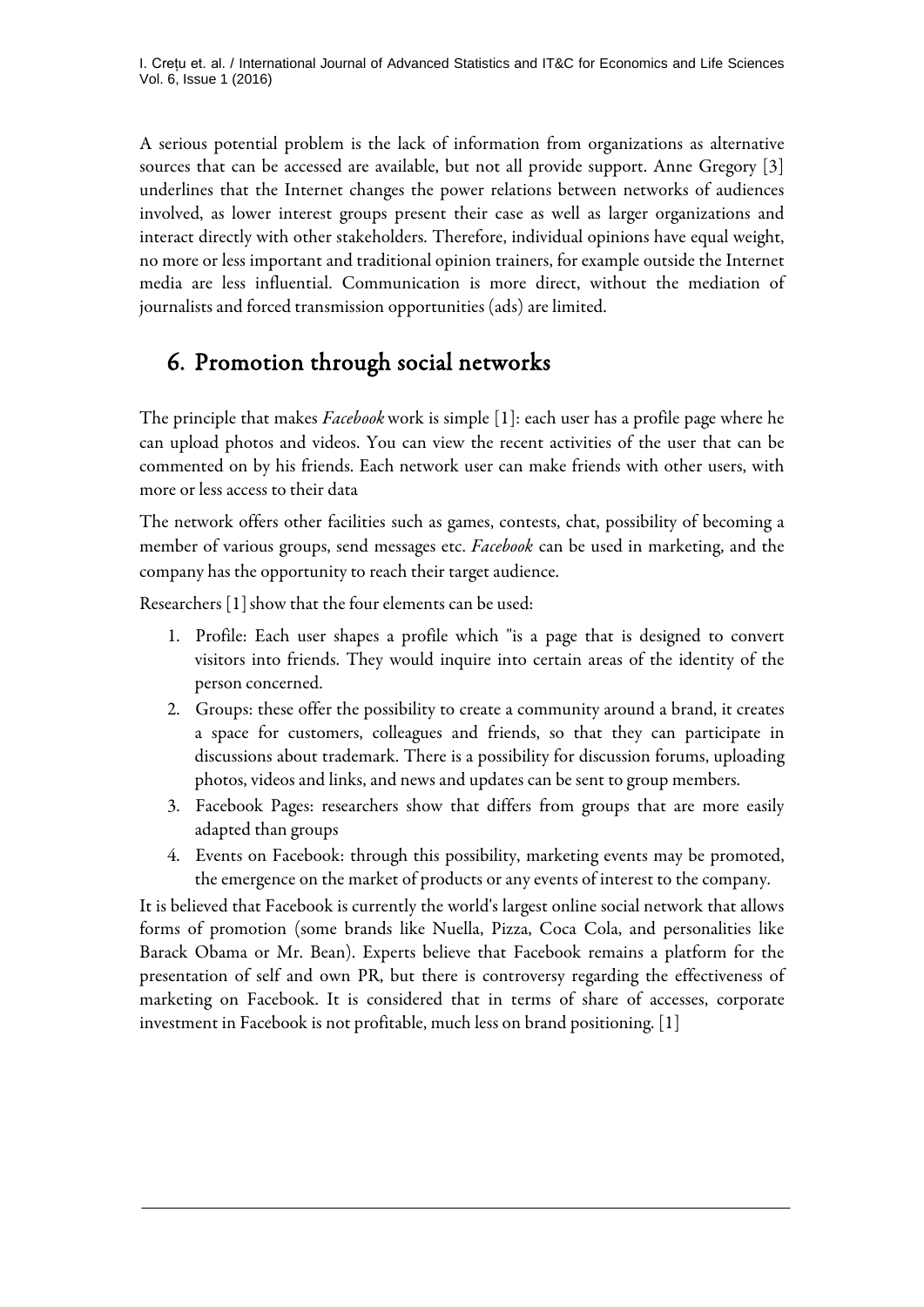A serious potential problem is the lack of information from organizations as alternative sources that can be accessed are available, but not all provide support. Anne Gregory [3] underlines that the Internet changes the power relations between networks of audiences involved, as lower interest groups present their case as well as larger organizations and interact directly with other stakeholders. Therefore, individual opinions have equal weight, no more or less important and traditional opinion trainers, for example outside the Internet media are less influential. Communication is more direct, without the mediation of journalists and forced transmission opportunities (ads) are limited.

## 6. Promotion through social networks

The principle that makes *Facebook* work is simple [1]: each user has a profile page where he can upload photos and videos. You can view the recent activities of the user that can be commented on by his friends. Each network user can make friends with other users, with more or less access to their data

The network offers other facilities such as games, contests, chat, possibility of becoming a member of various groups, send messages etc. *Facebook* can be used in marketing, and the company has the opportunity to reach their target audience.

Researchers [1] show that the four elements can be used:

1. Profile: Each user shapes a profile which "is a page that is designed to convert visitors into friends. They would inquire into certain areas of the identity of the person concerned.
2. Groups: these offer the possibility to create a community around a brand, it creates a space for customers, colleagues and friends, so that they can participate in discussions about trademark. There is a possibility for discussion forums, uploading photos, videos and links, and news and updates can be sent to group members.
3. Facebook Pages: researchers show that differs from groups that are more easily adapted than groups
4. Events on Facebook: through this possibility, marketing events may be promoted, the emergence on the market of products or any events of interest to the company.

It is believed that Facebook is currently the world's largest online social network that allows forms of promotion (some brands like Nuella, Pizza, Coca Cola, and personalities like Barack Obama or Mr. Bean). Experts believe that Facebook remains a platform for the presentation of self and own PR, but there is controversy regarding the effectiveness of marketing on Facebook. It is considered that in terms of share of accesses, corporate investment in Facebook is not profitable, much less on brand positioning. [1]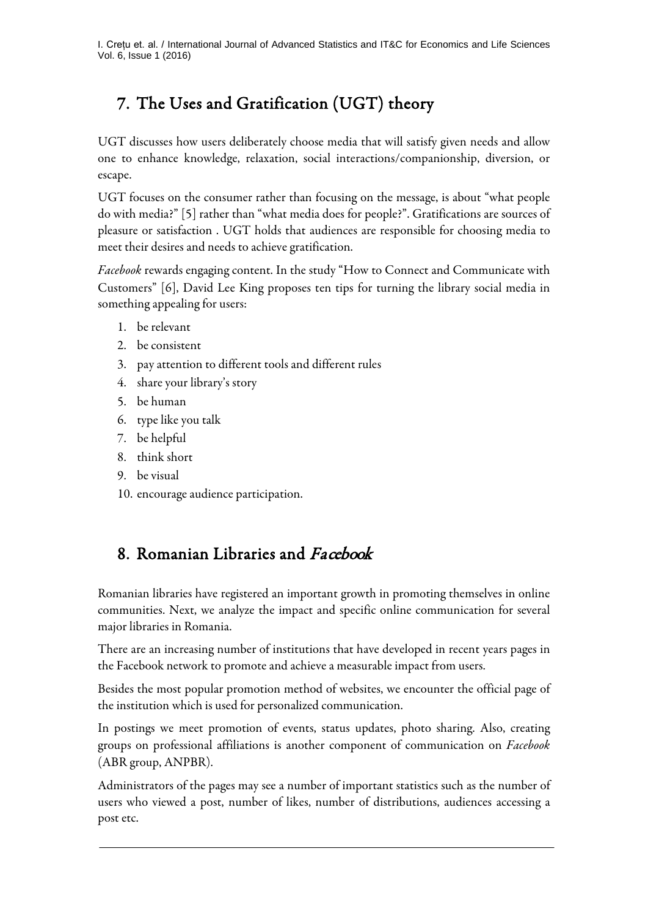## 7. The Uses and Gratification (UGT) theory

UGT discusses how users deliberately choose media that will satisfy given needs and allow one to enhance knowledge, relaxation, social interactions/companionship, diversion, or escape.

UGT focuses on the consumer rather than focusing on the message, is about "what people do with media?" [5] rather than "what media does for people?". Gratifications are sources of pleasure or satisfaction . UGT holds that audiences are responsible for choosing media to meet their desires and needs to achieve gratification.

*Facebook* rewards engaging content. In the study "How to Connect and Communicate with Customers" [6], David Lee King proposes ten tips for turning the library social media in something appealing for users:

1. be relevant
2. be consistent
3. pay attention to different tools and different rules
4. share your library's story
5. be human
6. type like you talk
7. be helpful
8. think short
9. be visual
10. encourage audience participation.

## 8. Romanian Libraries and *Facebook*

Romanian libraries have registered an important growth in promoting themselves in online communities. Next, we analyze the impact and specific online communication for several major libraries in Romania.

There are an increasing number of institutions that have developed in recent years pages in the Facebook network to promote and achieve a measurable impact from users.

Besides the most popular promotion method of websites, we encounter the official page of the institution which is used for personalized communication.

In postings we meet promotion of events, status updates, photo sharing. Also, creating groups on professional affiliations is another component of communication on *Facebook* (ABR group, ANPBR).

Administrators of the pages may see a number of important statistics such as the number of users who viewed a post, number of likes, number of distributions, audiences accessing a post etc.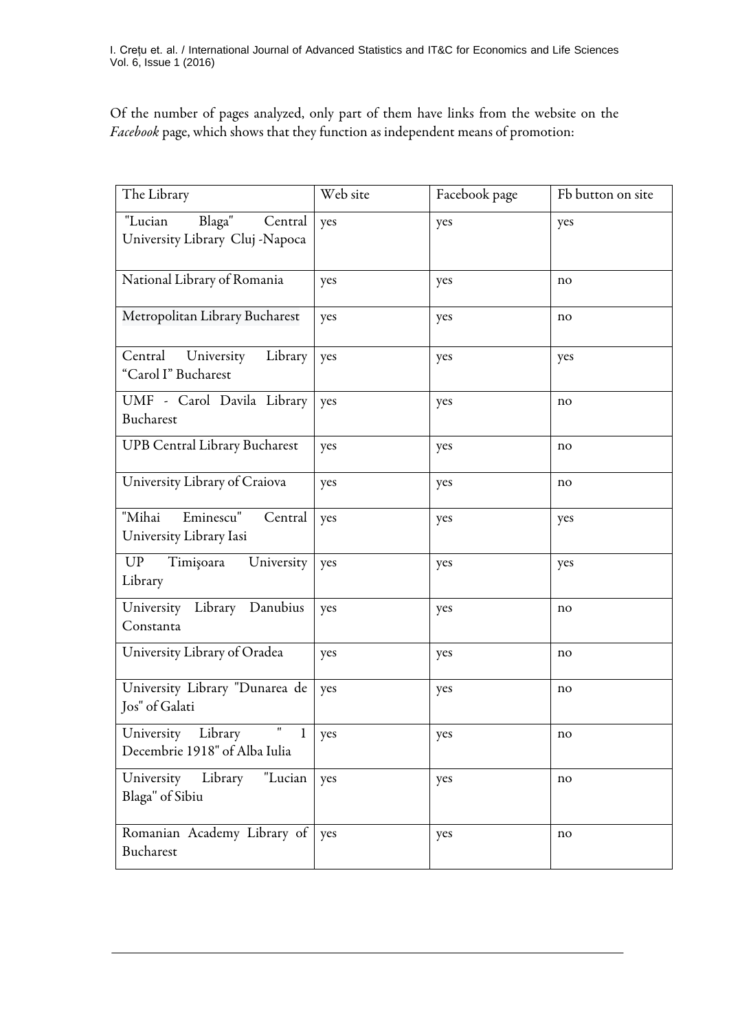Of the number of pages analyzed, only part of them have links from the website on the *Facebook* page, which shows that they function as independent means of promotion:

| The Library | Web site | Facebook page | Fb button on site |
|---|---|---|---|
| "Lucian Blaga" Central University Library Cluj -Napoca | yes | yes | yes |
| National Library of Romania | yes | yes | no |
| Metropolitan Library Bucharest | yes | yes | no |
| Central University Library "Carol I" Bucharest | yes | yes | yes |
| UMF - Carol Davila Library Bucharest | yes | yes | no |
| UPB Central Library Bucharest | yes | yes | no |
| University Library of Craiova | yes | yes | no |
| "Mihai Eminescu" Central University Library Iasi | yes | yes | yes |
| UP Timişoara University Library | yes | yes | yes |
| University Library Danubius Constanta | yes | yes | no |
| University Library of Oradea | yes | yes | no |
| University Library "Dunarea de Jos" of Galati | yes | yes | no |
| University Library " 1 Decembrie 1918" of Alba Iulia | yes | yes | no |
| University Library "Lucian Blaga" of Sibiu | yes | yes | no |
| Romanian Academy Library of Bucharest | yes | yes | no |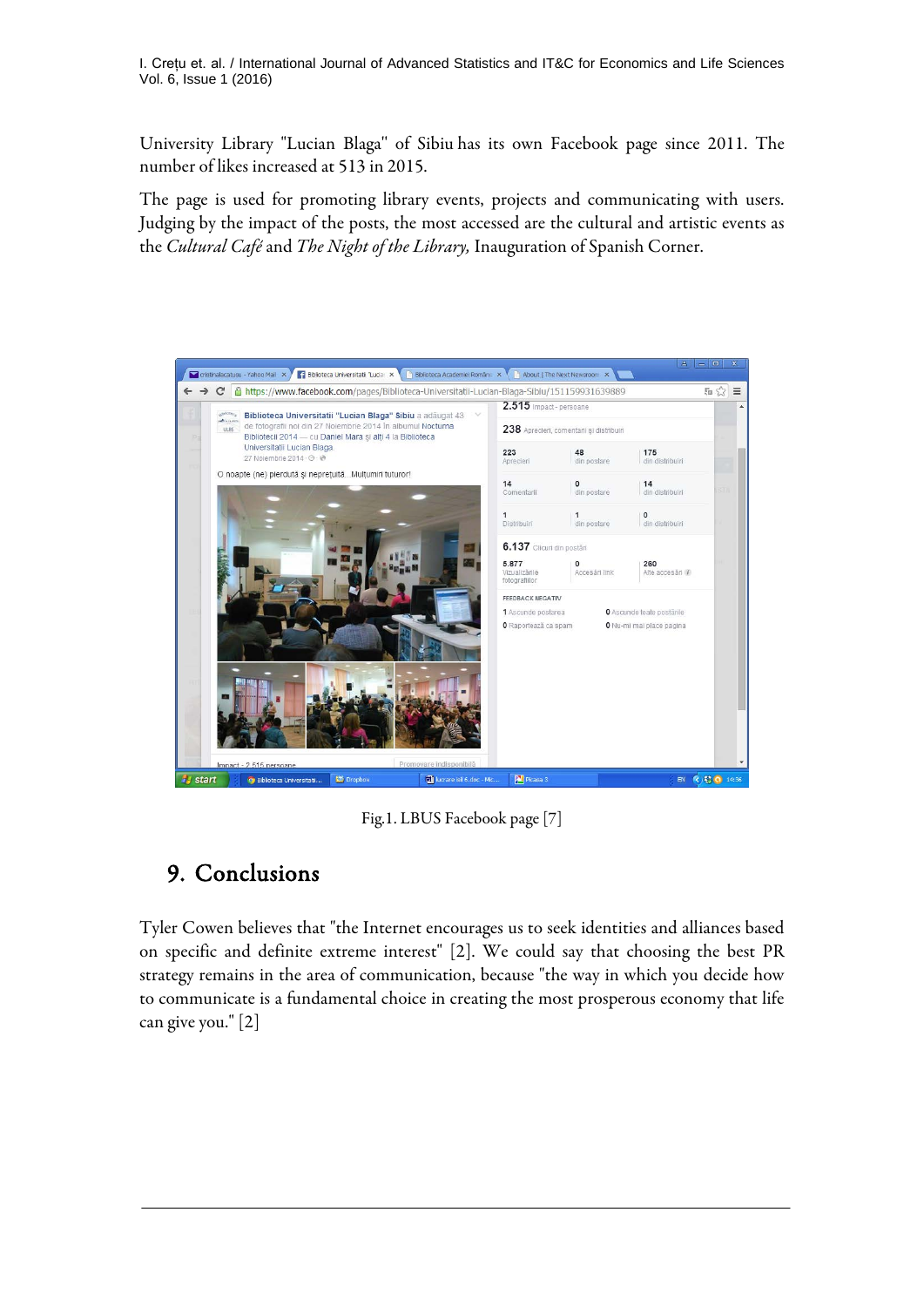University Library "Lucian Blaga" of Sibiu has its own Facebook page since 2011. The number of likes increased at 513 in 2015.

The page is used for promoting library events, projects and communicating with users. Judging by the impact of the posts, the most accessed are the cultural and artistic events as the *Cultural Café* and *The Night of the Library,* Inauguration of Spanish Corner.

Fig.1. LBUS Facebook page [7]

## 9. Conclusions

Tyler Cowen believes that "the Internet encourages us to seek identities and alliances based on specific and definite extreme interest" [2]. We could say that choosing the best PR strategy remains in the area of communication, because "the way in which you decide how to communicate is a fundamental choice in creating the most prosperous economy that life can give you." [2]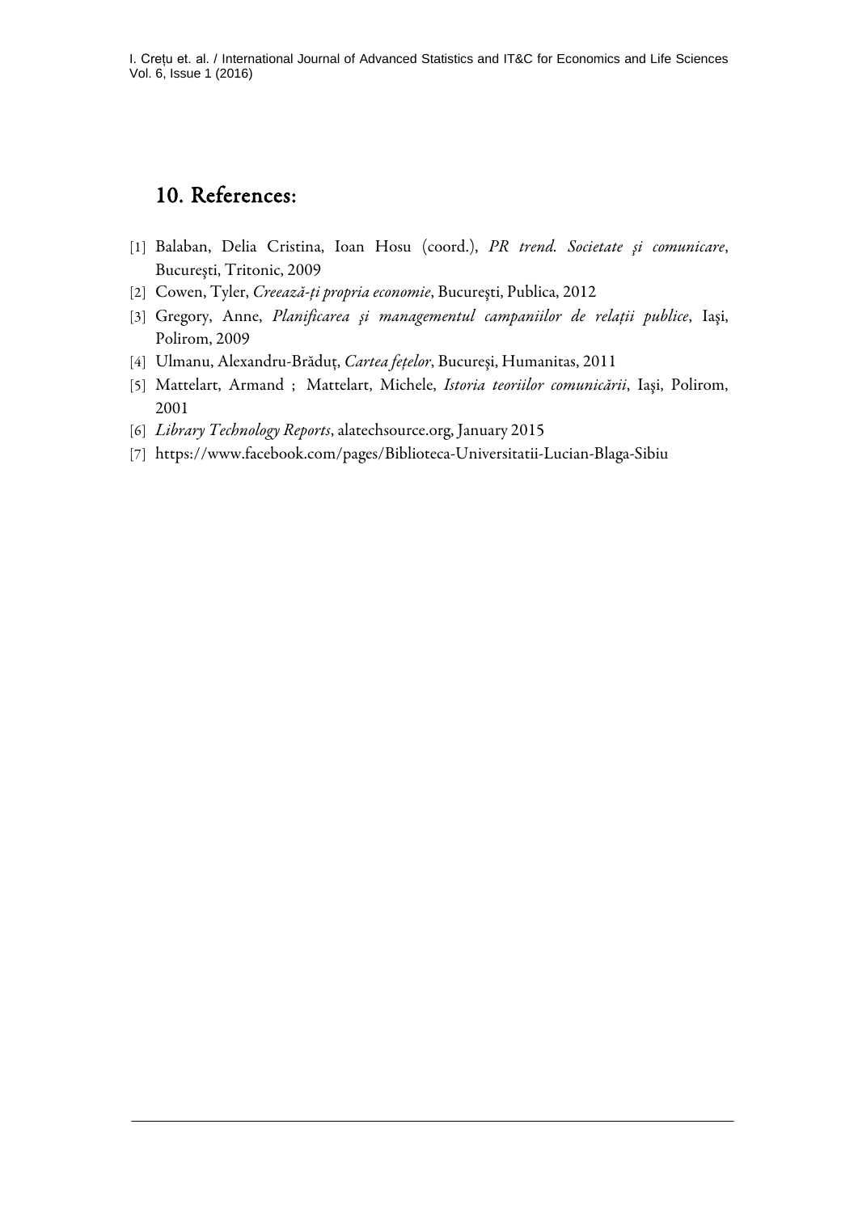## 10. References:

[1] Balaban, Delia Cristina, Ioan Hosu (coord.), *PR trend. Societate şi comunicare*, Bucureşti, Tritonic, 2009

[2] Cowen, Tyler, *Creează-ți propria economie*, Bucureşti, Publica, 2012

[3] Gregory, Anne, *Planificarea şi managementul campaniilor de relații publice*, Iaşi, Polirom, 2009

[4] Ulmanu, Alexandru-Brăduț, *Cartea fețelor*, Bucureşi, Humanitas, 2011

[5] Mattelart, Armand ; Mattelart, Michele, *Istoria teoriilor comunicării*, Iaşi, Polirom, 2001

[6] *Library Technology Reports*, alatechsource.org, January 2015

[7] https://www.facebook.com/pages/Biblioteca-Universitatii-Lucian-Blaga-Sibiu